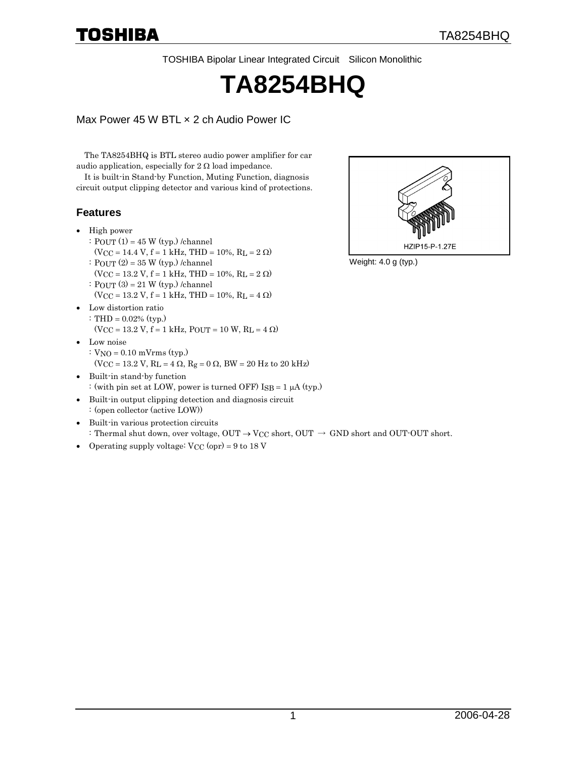TOSHIBA Bipolar Linear Integrated Circuit Silicon Monolithic

# TA8254BHQ

Max Power 45 W BTL × 2 ch Audio Power IC

The TA8254BHQ is BTL stereo audio power amplifier for car audio application, especially for 2 Ω load impedance.

It is built-in Stand-by Function, Muting Function, diagnosis circuit output clipping detector and various kind of protections.

HZIP15-P-1.27E

Weight: 4.0 g (typ.)

## Features

- High power
  : $P_{OUT}$ (1) = 45 W (typ.) /channel
  ($V_{CC}$ = 14.4 V, f = 1 kHz, THD = 10%, $R_L$ = 2 Ω)
  : $P_{OUT}$ (2) = 35 W (typ.) /channel
  ($V_{CC}$ = 13.2 V, f = 1 kHz, THD = 10%, $R_L$ = 2 Ω)
  : $P_{OUT}$ (3) = 21 W (typ.) /channel
  ($V_{CC}$ = 13.2 V, f = 1 kHz, THD = 10%, $R_L$ = 4 Ω)
- Low distortion ratio
  : THD = 0.02% (typ.)
  ($V_{CC}$ = 13.2 V, f = 1 kHz, $P_{OUT}$ = 10 W, $R_L$ = 4 Ω)
- Low noise
  : $V_{NO}$ = 0.10 mVrms (typ.)
  ($V_{CC}$ = 13.2 V, $R_L$ = 4 Ω, $R_g$ = 0 Ω, BW = 20 Hz to 20 kHz)
- Built-in stand-by function
  : (with pin set at LOW, power is turned OFF) $I_{SB}$ = 1 μA (typ.)
- Built-in output clipping detection and diagnosis circuit
  : (open collector (active LOW))
- Built-in various protection circuits
  : Thermal shut down, over voltage, OUT → $V_{CC}$ short, OUT → GND short and OUT-OUT short.
- Operating supply voltage: $V_{CC}$ (opr) = 9 to 18 V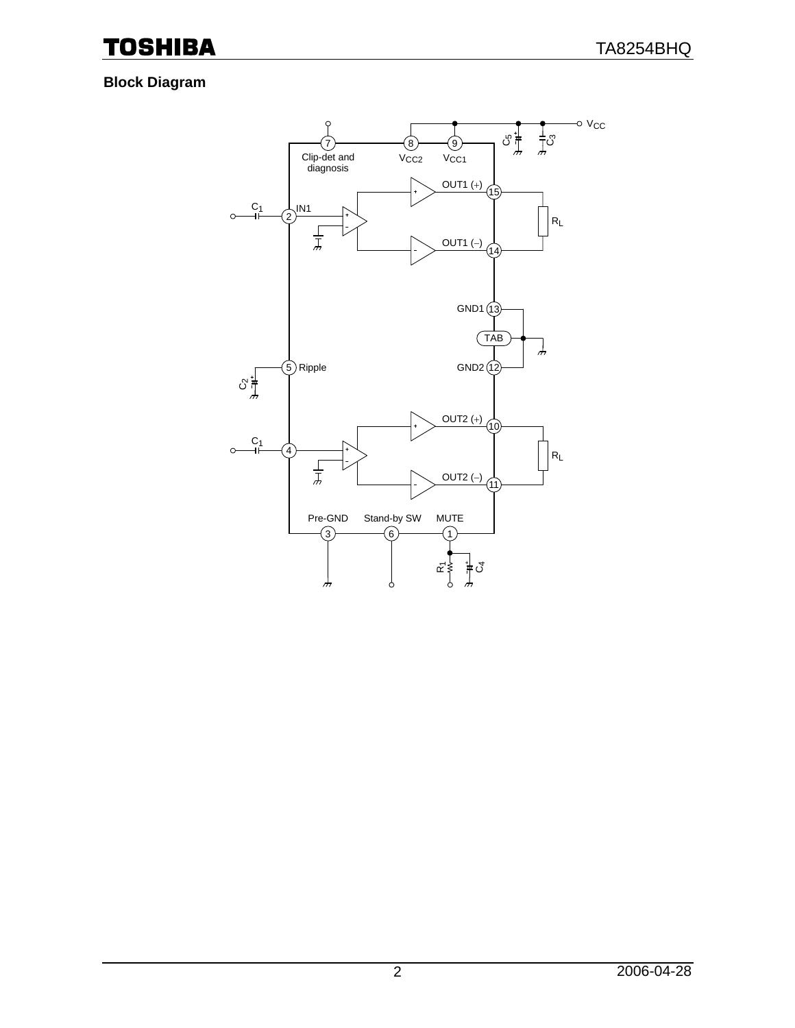## Block Diagram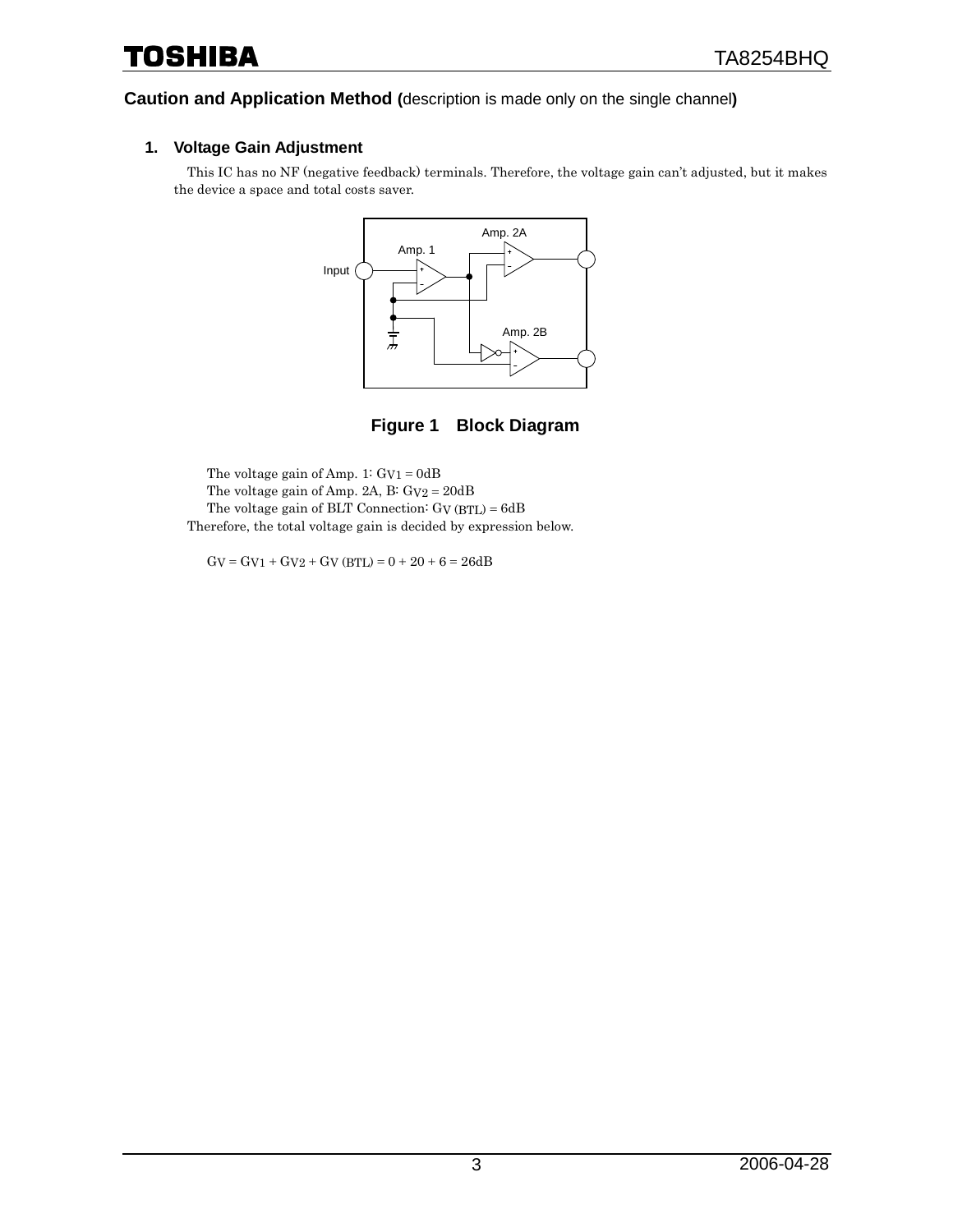## Caution and Application Method (description is made only on the single channel)

### 1. Voltage Gain Adjustment

This IC has no NF (negative feedback) terminals. Therefore, the voltage gain can't adjusted, but it makes the device a space and total costs saver.

**Figure 1 Block Diagram**

The voltage gain of Amp. 1: $G_{V1} = 0dB$

The voltage gain of Amp. 2A, B: $G_{V2} = 20dB$

The voltage gain of BLT Connection: $G_{V\,(BTL)} = 6dB$

Therefore, the total voltage gain is decided by expression below.

$$G_V = G_{V1} + G_{V2} + G_{V\,(BTL)} = 0 + 20 + 6 = 26dB$$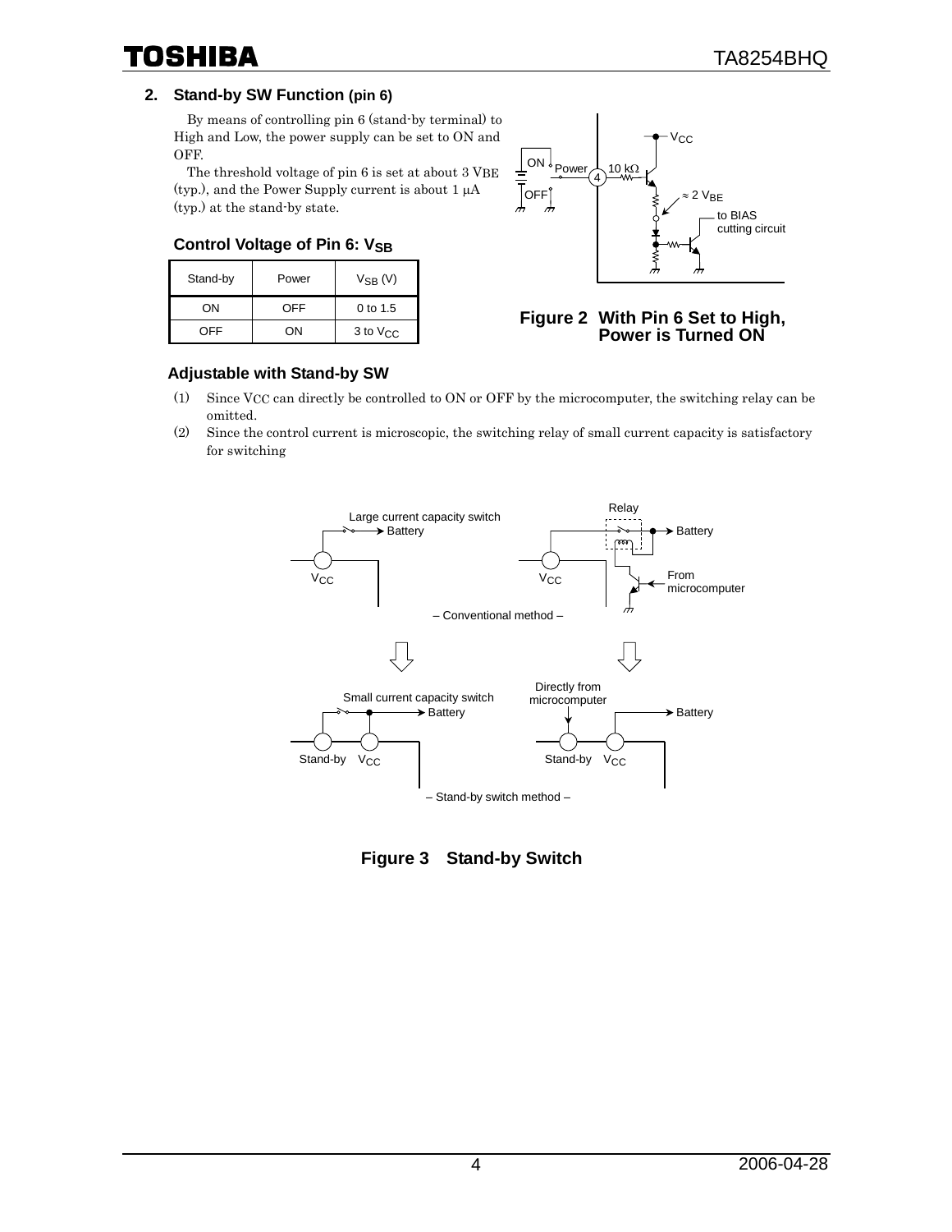## 2. Stand-by SW Function (pin 6)

By means of controlling pin 6 (stand-by terminal) to High and Low, the power supply can be set to ON and OFF.

The threshold voltage of pin 6 is set at about 3 $V_{BE}$ (typ.), and the Power Supply current is about 1 μA (typ.) at the stand-by state.

### Control Voltage of Pin 6: $V_{SB}$

| Stand-by | Power | $V_{SB}$ (V) |
|---|---|---|
| ON | OFF | 0 to 1.5 |
| OFF | ON | 3 to $V_{CC}$ |

**Figure 2 With Pin 6 Set to High, Power is Turned ON**

### Adjustable with Stand-by SW

(1) Since $V_{CC}$ can directly be controlled to ON or OFF by the microcomputer, the switching relay can be omitted.

(2) Since the control current is microscopic, the switching relay of small current capacity is satisfactory for switching

**Figure 3 Stand-by Switch**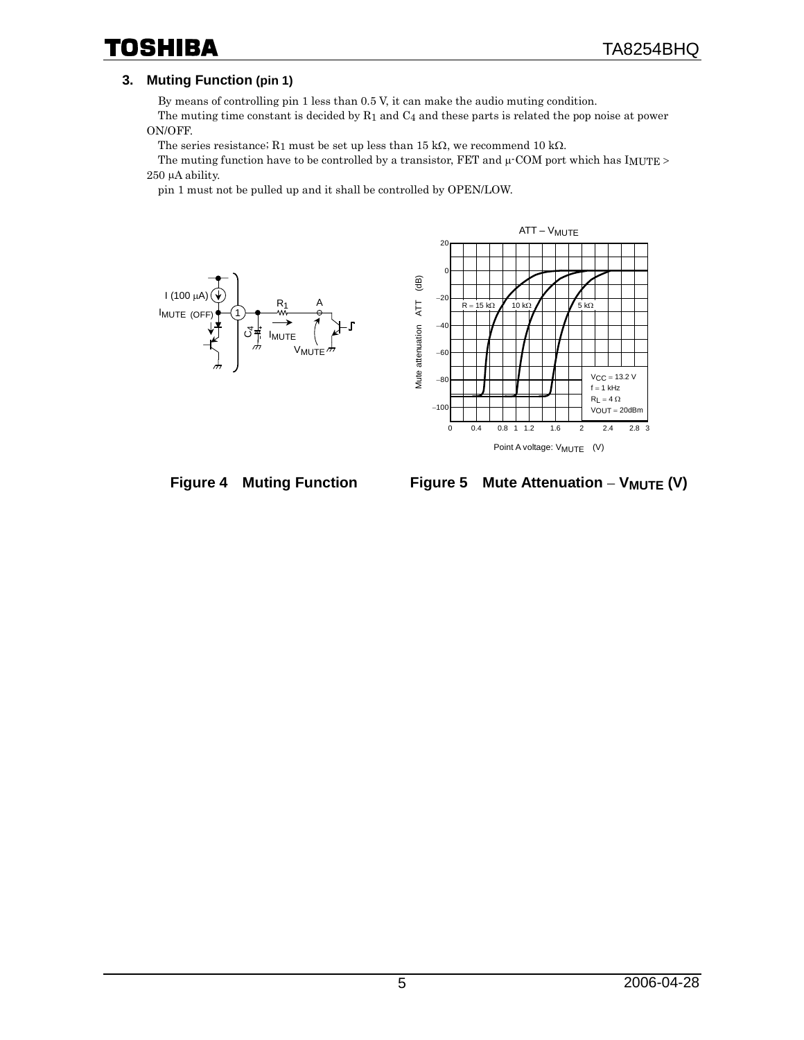### 3. Muting Function (pin 1)

By means of controlling pin 1 less than 0.5 V, it can make the audio muting condition.

The muting time constant is decided by $R_1$ and $C_4$ and these parts is related the pop noise at power ON/OFF.

The series resistance; $R_1$ must be set up less than 15 kΩ, we recommend 10 kΩ.

The muting function have to be controlled by a transistor, FET and μ-COM port which has $I_{MUTE}$ > 250 μA ability.

pin 1 must not be pulled up and it shall be controlled by OPEN/LOW.

**Figure 4 Muting Function**

**Figure 5 Mute Attenuation – $V_{MUTE}$ (V)**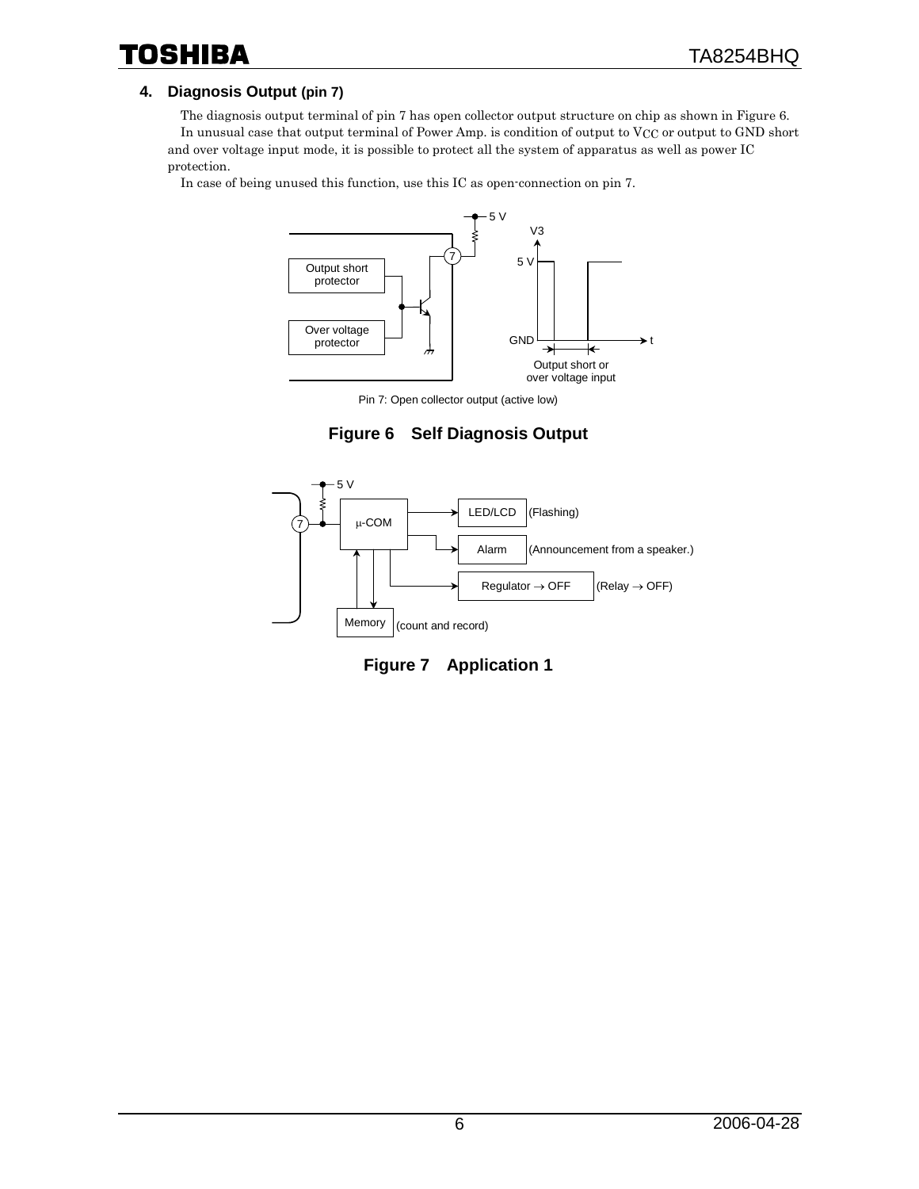## 4. Diagnosis Output (pin 7)

The diagnosis output terminal of pin 7 has open collector output structure on chip as shown in Figure 6.

In unusual case that output terminal of Power Amp. is condition of output to $V_{CC}$ or output to GND short and over voltage input mode, it is possible to protect all the system of apparatus as well as power IC protection.

In case of being unused this function, use this IC as open-connection on pin 7.

Pin 7: Open collector output (active low)

**Figure 6 Self Diagnosis Output**

**Figure 7 Application 1**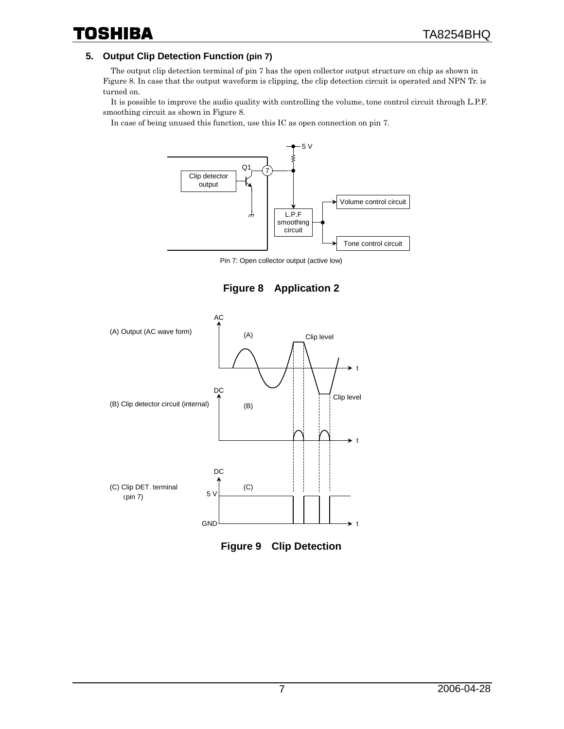## 5. Output Clip Detection Function (pin 7)

The output clip detection terminal of pin 7 has the open collector output structure on chip as shown in Figure 8. In case that the output waveform is clipping, the clip detection circuit is operated and NPN Tr. is turned on.

It is possible to improve the audio quality with controlling the volume, tone control circuit through L.P.F. smoothing circuit as shown in Figure 8.

In case of being unused this function, use this IC as open connection on pin 7.

Pin 7: Open collector output (active low)

**Figure 8 Application 2**

**Figure 9 Clip Detection**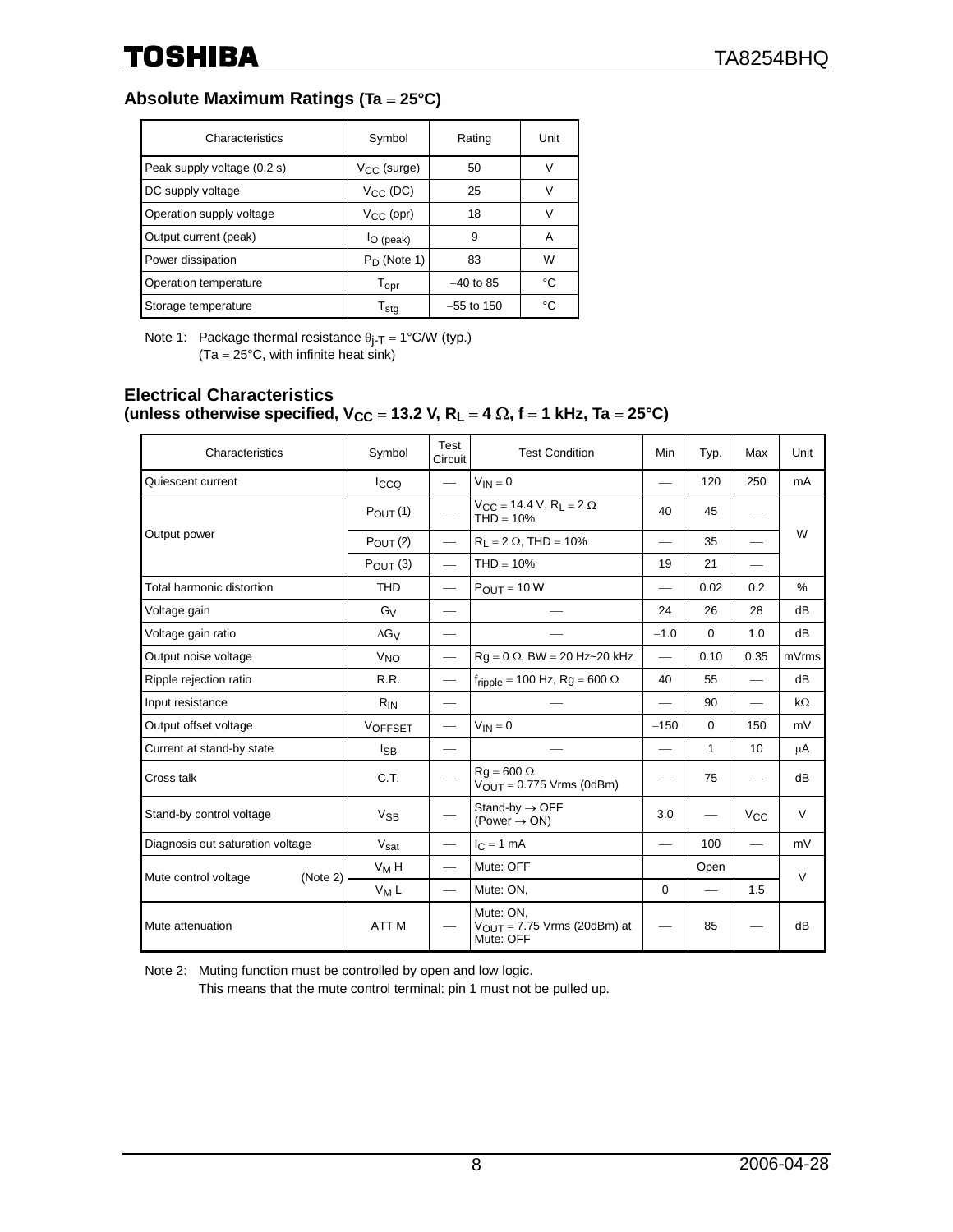## Absolute Maximum Ratings (Ta = 25°C)

| Characteristics | Symbol | Rating | Unit |
|---|---|---|---|
| Peak supply voltage (0.2 s) | $V_{CC}$ (surge) | 50 | V |
| DC supply voltage | $V_{CC}$ (DC) | 25 | V |
| Operation supply voltage | $V_{CC}$ (opr) | 18 | V |
| Output current (peak) | $I_{O\ (peak)}$ | 9 | A |
| Power dissipation | $P_D$ (Note 1) | 83 | W |
| Operation temperature | $T_{opr}$ | −40 to 85 | °C |
| Storage temperature | $T_{stg}$ | −55 to 150 | °C |

Note 1: Package thermal resistance $\theta_{j\text{-}T}$ = 1°C/W (typ.)
(Ta = 25°C, with infinite heat sink)

## Electrical Characteristics
**(unless otherwise specified, $V_{CC}$ = 13.2 V, $R_L$ = 4 Ω, f = 1 kHz, Ta = 25°C)**

| Characteristics | Symbol | Test Circuit | Test Condition | Min | Typ. | Max | Unit |
|---|---|---|---|---|---|---|---|
| Quiescent current | $I_{CCQ}$ | — | $V_{IN}$ = 0 | — | 120 | 250 | mA |
| Output power | $P_{OUT}$ (1) | — | $V_{CC}$ = 14.4 V, $R_L$ = 2 Ω THD = 10% | 40 | 45 | — | W |
| | $P_{OUT}$ (2) | — | $R_L$ = 2 Ω, THD = 10% | — | 35 | — | |
| | $P_{OUT}$ (3) | — | THD = 10% | 19 | 21 | — | |
| Total harmonic distortion | THD | — | $P_{OUT}$ = 10 W | — | 0.02 | 0.2 | % |
| Voltage gain | $G_V$ | — | — | 24 | 26 | 28 | dB |
| Voltage gain ratio | $\Delta G_V$ | — | — | −1.0 | 0 | 1.0 | dB |
| Output noise voltage | $V_{NO}$ | — | Rg = 0 Ω, BW = 20 Hz~20 kHz | — | 0.10 | 0.35 | mVrms |
| Ripple rejection ratio | R.R. | — | $f_{ripple}$ = 100 Hz, Rg = 600 Ω | 40 | 55 | — | dB |
| Input resistance | $R_{IN}$ | — | — | — | 90 | — | kΩ |
| Output offset voltage | $V_{OFFSET}$ | — | $V_{IN}$ = 0 | −150 | 0 | 150 | mV |
| Current at stand-by state | $I_{SB}$ | — | — | — | 1 | 10 | μA |
| Cross talk | C.T. | — | Rg = 600 Ω $V_{OUT}$ = 0.775 Vrms (0dBm) | — | 75 | — | dB |
| Stand-by control voltage | $V_{SB}$ | — | Stand-by → OFF (Power → ON) | 3.0 | — | $V_{CC}$ | V |
| Diagnosis out saturation voltage | $V_{sat}$ | — | $I_C$ = 1 mA | — | 100 | — | mV |
| Mute control voltage (Note 2) | $V_M$ H | — | Mute: OFF | | Open | | V |
| | $V_M$ L | — | Mute: ON, | 0 | — | 1.5 | |
| Mute attenuation | ATT M | — | Mute: ON, $V_{OUT}$ = 7.75 Vrms (20dBm) at Mute: OFF | — | 85 | — | dB |

Note 2: Muting function must be controlled by open and low logic.
This means that the mute control terminal: pin 1 must not be pulled up.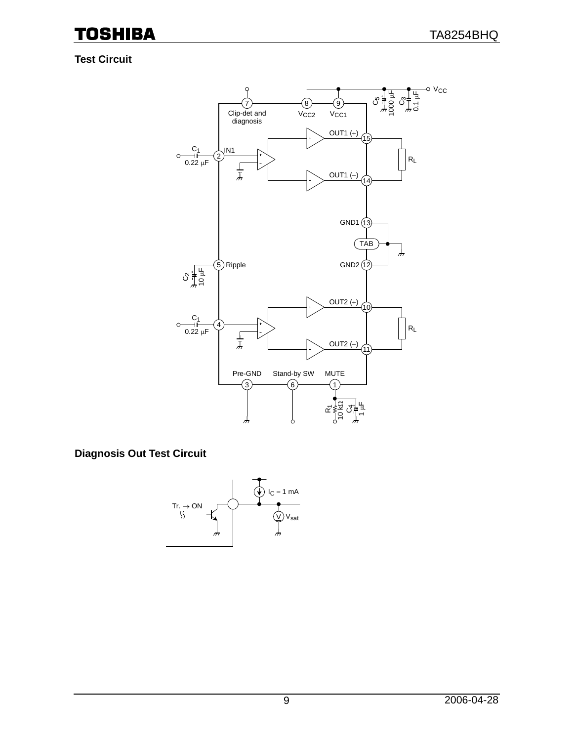## Test Circuit

## Diagnosis Out Test Circuit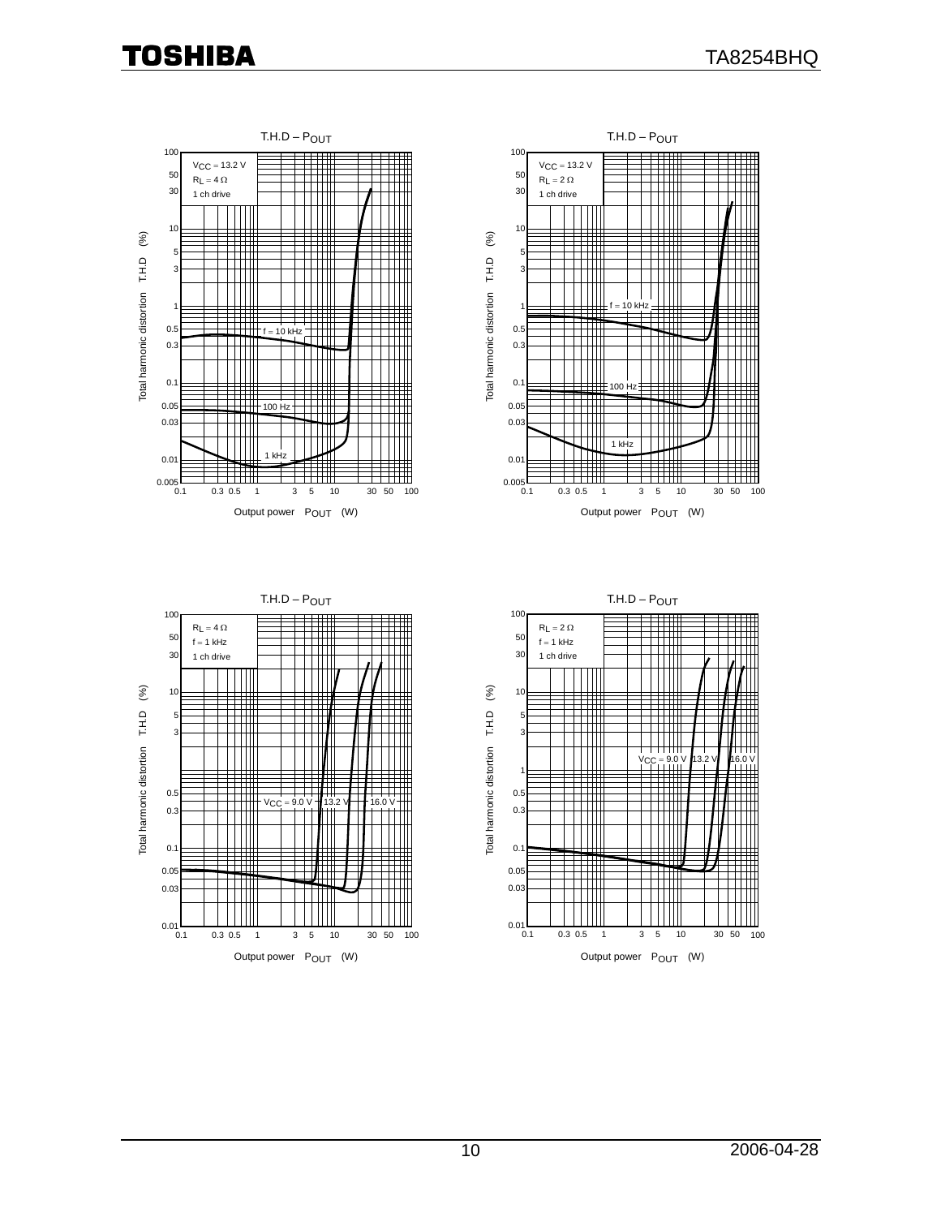T.H.D – $P_{OUT}$

$V_{CC}$ = 13.2 V
$R_L$ = 4 Ω
1 ch drive

Total harmonic distortion T.H.D (%)

Output power $P_{OUT}$ (W)

f = 10 kHz, 100 Hz, 1 kHz

T.H.D – $P_{OUT}$

$V_{CC}$ = 13.2 V
$R_L$ = 2 Ω
1 ch drive

Total harmonic distortion T.H.D (%)

Output power $P_{OUT}$ (W)

f = 10 kHz, 100 Hz, 1 kHz

T.H.D – $P_{OUT}$

$R_L$ = 4 Ω
f = 1 kHz
1 ch drive

Total harmonic distortion T.H.D (%)

Output power $P_{OUT}$ (W)

$V_{CC}$ = 9.0 V, 13.2 V, 16.0 V

T.H.D – $P_{OUT}$

$R_L$ = 2 Ω
f = 1 kHz
1 ch drive

Total harmonic distortion T.H.D (%)

Output power $P_{OUT}$ (W)

$V_{CC}$ = 9.0 V, 13.2 V, 16.0 V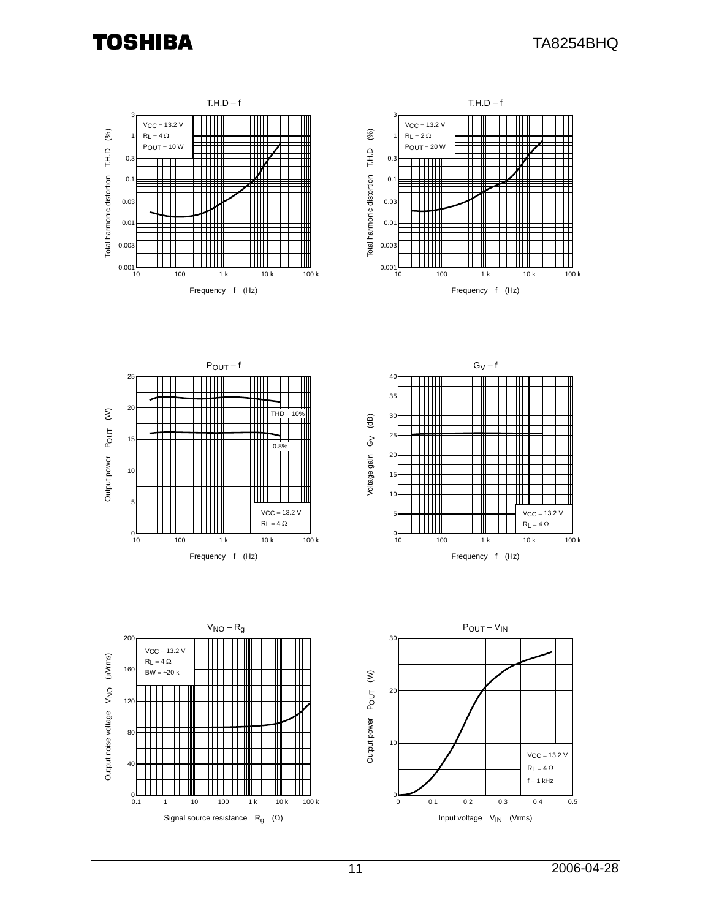### T.H.D – f

$V_{CC}$ = 13.2 V
$R_L$ = 4 Ω
$P_{OUT}$ = 10 W

Total harmonic distortion T.H.D (%)

Frequency f (Hz)

### T.H.D – f

$V_{CC}$ = 13.2 V
$R_L$ = 2 Ω
$P_{OUT}$ = 20 W

Total harmonic distortion T.H.D (%)

Frequency f (Hz)

### $P_{OUT}$ – f

THD = 10%

0.8%

$V_{CC}$ = 13.2 V
$R_L$ = 4 Ω

Output power $P_{OUT}$ (W)

Frequency f (Hz)

### $G_V$ – f

$V_{CC}$ = 13.2 V
$R_L$ = 4 Ω

Voltage gain $G_V$ (dB)

Frequency f (Hz)

### $V_{NO}$ – $R_g$

$V_{CC}$ = 13.2 V
$R_L$ = 4 Ω
BW = −20 k

Output noise voltage $V_{NO}$ (μVrms)

Signal source resistance $R_g$ (Ω)

### $P_{OUT}$ – $V_{IN}$

$V_{CC}$ = 13.2 V
$R_L$ = 4 Ω
f = 1 kHz

Output power $P_{OUT}$ (W)

Input voltage $V_{IN}$ (Vrms)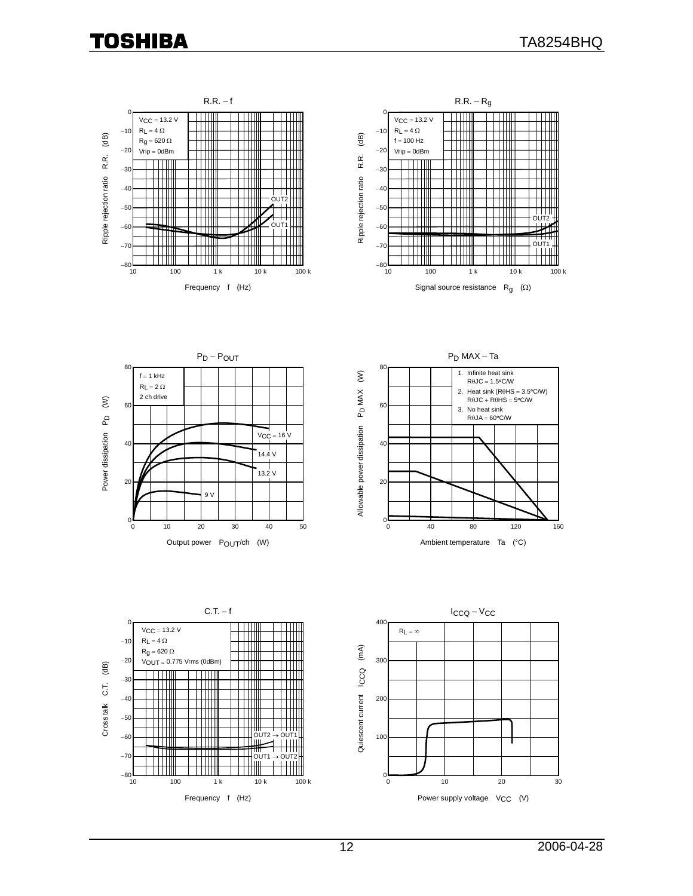**R.R. – f**

$V_{CC}$ = 13.2 V
$R_L$ = 4 Ω
$R_g$ = 620 Ω
Vrip = 0dBm

Ripple rejection ratio R.R. (dB)

OUT2
OUT1

Frequency f (Hz)

**R.R. – $R_g$**

$V_{CC}$ = 13.2 V
$R_L$ = 4 Ω
f = 100 Hz
Vrip = 0dBm

Ripple rejection ratio R.R. (dB)

OUT2
OUT1

Signal source resistance $R_g$ (Ω)

**$P_D$ – $P_{OUT}$**

f = 1 kHz
RL = 2 Ω
2 ch drive

$V_{CC}$ = 16 V
14.4 V
13.2 V
9 V

Power dissipation $P_D$ (W)

Output power $P_{OUT}$/ch (W)

**$P_D$ MAX – Ta**

1. Infinite heat sink
   RθJC = 1.5°C/W
2. Heat sink (RθHS = 3.5°C/W)
   RθJC + RθHS = 5°C/W
3. No heat sink
   RθJA = 60°C/W

Allowable power dissipation $P_D$ MAX (W)

Ambient temperature Ta (°C)

**C.T. – f**

$V_{CC}$ = 13.2 V
$R_L$ = 4 Ω
$R_g$ = 620 Ω
$V_{OUT}$ = 0.775 Vrms (0dBm)

OUT2 → OUT1
OUT1 → OUT2

Cross talk C.T. (dB)

Frequency f (Hz)

**$I_{CCQ}$ – $V_{CC}$**

$R_L$ = ∞

Quiescent current $I_{CCQ}$ (mA)

Power supply voltage $V_{CC}$ (V)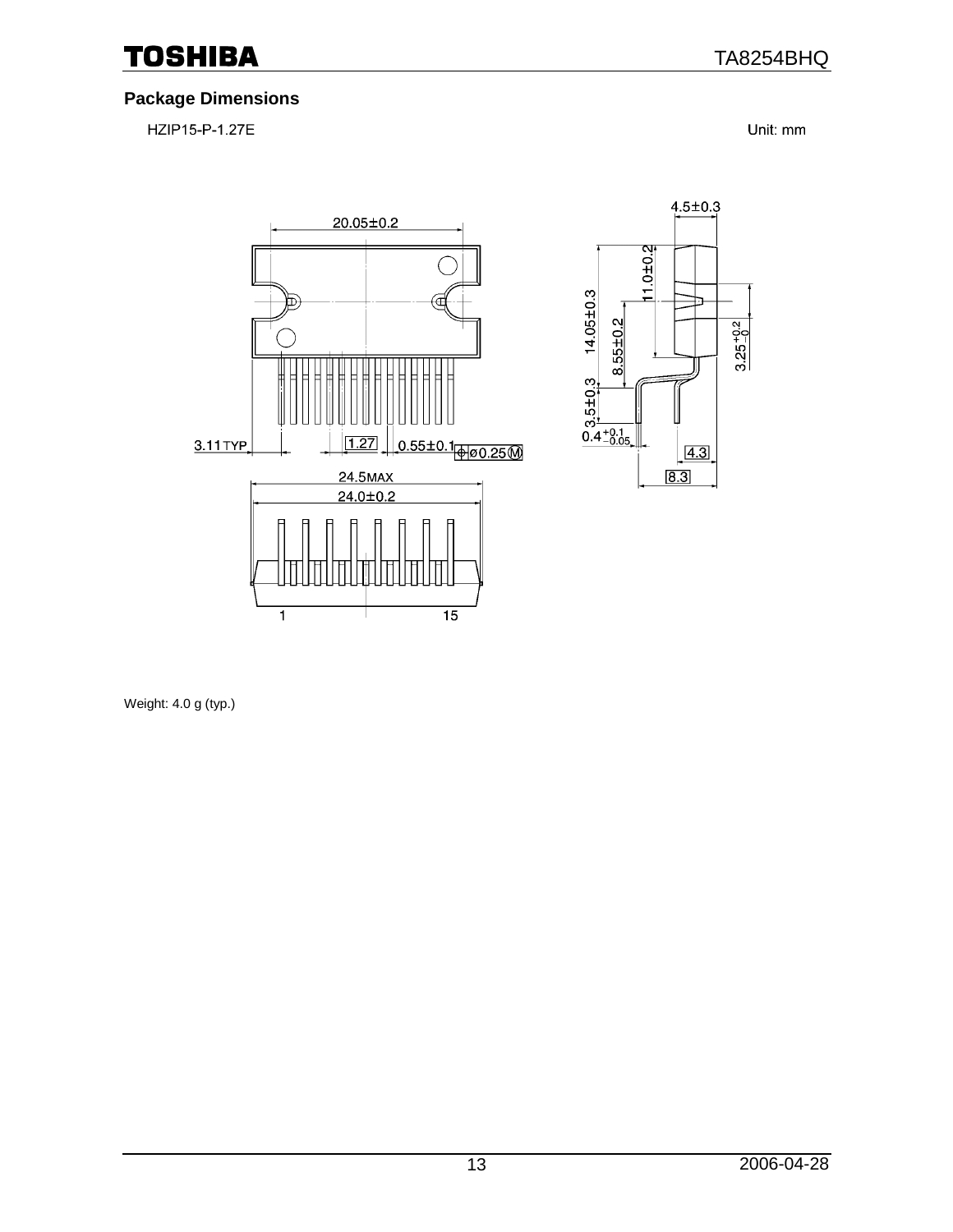## Package Dimensions

HZIP15-P-1.27E

Unit: mm

Weight: 4.0 g (typ.)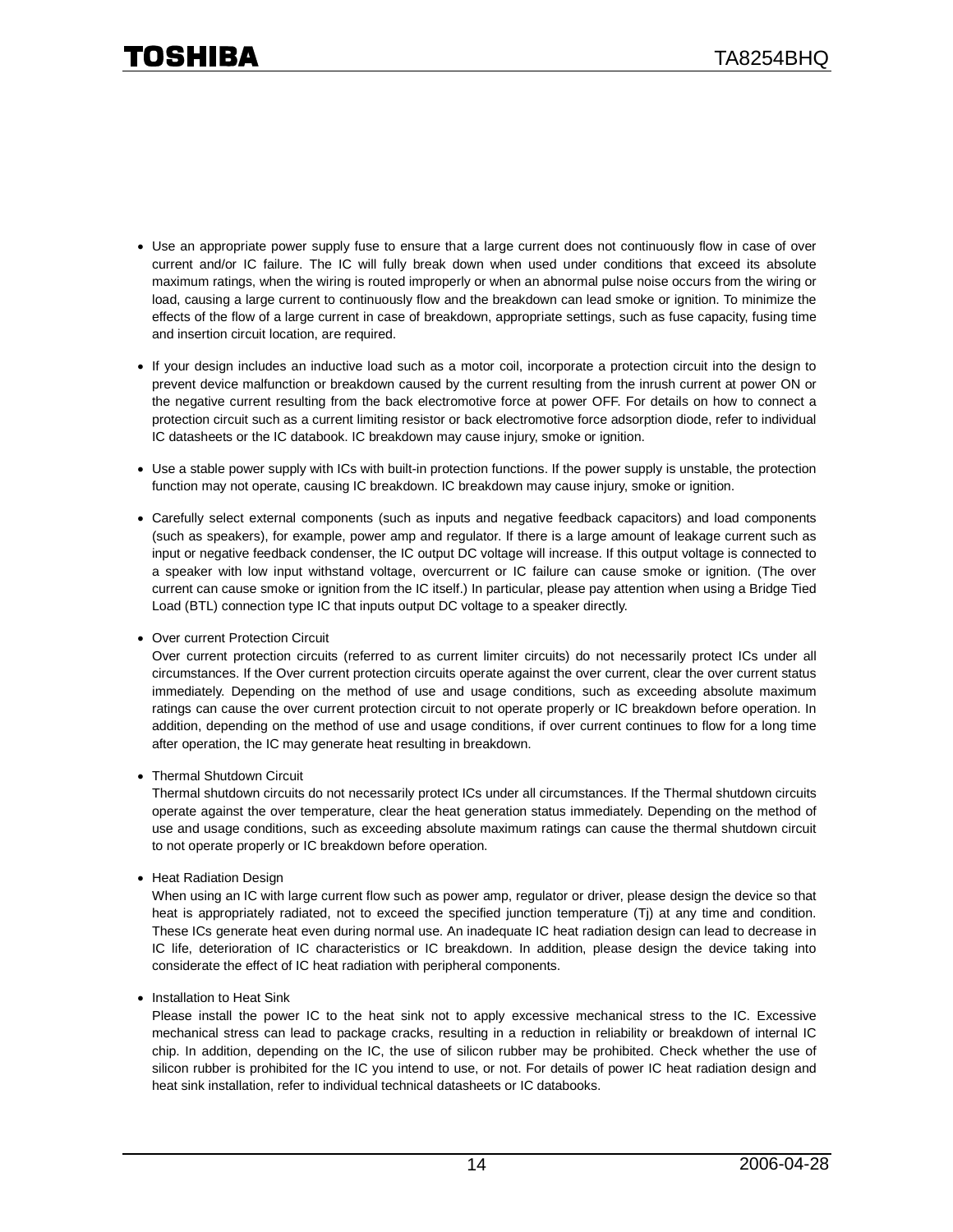- Use an appropriate power supply fuse to ensure that a large current does not continuously flow in case of over current and/or IC failure. The IC will fully break down when used under conditions that exceed its absolute maximum ratings, when the wiring is routed improperly or when an abnormal pulse noise occurs from the wiring or load, causing a large current to continuously flow and the breakdown can lead smoke or ignition. To minimize the effects of the flow of a large current in case of breakdown, appropriate settings, such as fuse capacity, fusing time and insertion circuit location, are required.

- If your design includes an inductive load such as a motor coil, incorporate a protection circuit into the design to prevent device malfunction or breakdown caused by the current resulting from the inrush current at power ON or the negative current resulting from the back electromotive force at power OFF. For details on how to connect a protection circuit such as a current limiting resistor or back electromotive force adsorption diode, refer to individual IC datasheets or the IC databook. IC breakdown may cause injury, smoke or ignition.

- Use a stable power supply with ICs with built-in protection functions. If the power supply is unstable, the protection function may not operate, causing IC breakdown. IC breakdown may cause injury, smoke or ignition.

- Carefully select external components (such as inputs and negative feedback capacitors) and load components (such as speakers), for example, power amp and regulator. If there is a large amount of leakage current such as input or negative feedback condenser, the IC output DC voltage will increase. If this output voltage is connected to a speaker with low input withstand voltage, overcurrent or IC failure can cause smoke or ignition. (The over current can cause smoke or ignition from the IC itself.) In particular, please pay attention when using a Bridge Tied Load (BTL) connection type IC that inputs output DC voltage to a speaker directly.

- Over current Protection Circuit

  Over current protection circuits (referred to as current limiter circuits) do not necessarily protect ICs under all circumstances. If the Over current protection circuits operate against the over current, clear the over current status immediately. Depending on the method of use and usage conditions, such as exceeding absolute maximum ratings can cause the over current protection circuit to not operate properly or IC breakdown before operation. In addition, depending on the method of use and usage conditions, if over current continues to flow for a long time after operation, the IC may generate heat resulting in breakdown.

- Thermal Shutdown Circuit

  Thermal shutdown circuits do not necessarily protect ICs under all circumstances. If the Thermal shutdown circuits operate against the over temperature, clear the heat generation status immediately. Depending on the method of use and usage conditions, such as exceeding absolute maximum ratings can cause the thermal shutdown circuit to not operate properly or IC breakdown before operation.

- Heat Radiation Design

  When using an IC with large current flow such as power amp, regulator or driver, please design the device so that heat is appropriately radiated, not to exceed the specified junction temperature (Tj) at any time and condition. These ICs generate heat even during normal use. An inadequate IC heat radiation design can lead to decrease in IC life, deterioration of IC characteristics or IC breakdown. In addition, please design the device taking into considerate the effect of IC heat radiation with peripheral components.

- Installation to Heat Sink

  Please install the power IC to the heat sink not to apply excessive mechanical stress to the IC. Excessive mechanical stress can lead to package cracks, resulting in a reduction in reliability or breakdown of internal IC chip. In addition, depending on the IC, the use of silicon rubber may be prohibited. Check whether the use of silicon rubber is prohibited for the IC you intend to use, or not. For details of power IC heat radiation design and heat sink installation, refer to individual technical datasheets or IC databooks.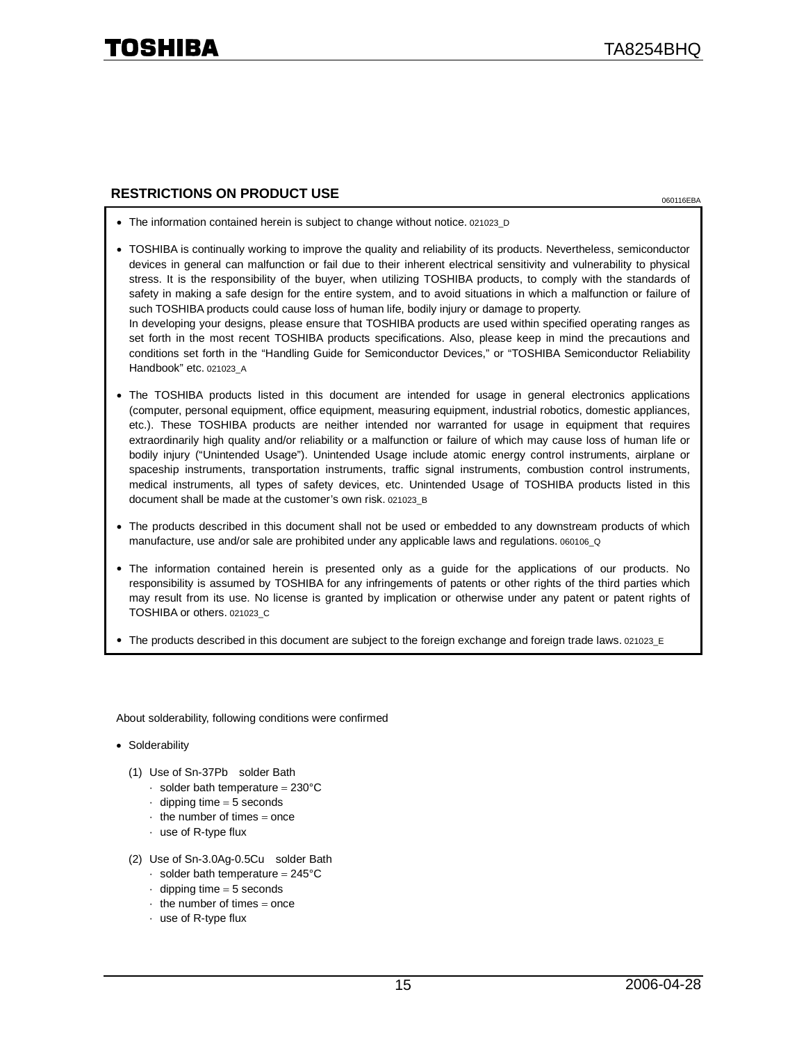## RESTRICTIONS ON PRODUCT USE

060116EBA

- The information contained herein is subject to change without notice. 021023_D

- TOSHIBA is continually working to improve the quality and reliability of its products. Nevertheless, semiconductor devices in general can malfunction or fail due to their inherent electrical sensitivity and vulnerability to physical stress. It is the responsibility of the buyer, when utilizing TOSHIBA products, to comply with the standards of safety in making a safe design for the entire system, and to avoid situations in which a malfunction or failure of such TOSHIBA products could cause loss of human life, bodily injury or damage to property.
  In developing your designs, please ensure that TOSHIBA products are used within specified operating ranges as set forth in the most recent TOSHIBA products specifications. Also, please keep in mind the precautions and conditions set forth in the "Handling Guide for Semiconductor Devices," or "TOSHIBA Semiconductor Reliability Handbook" etc. 021023_A

- The TOSHIBA products listed in this document are intended for usage in general electronics applications (computer, personal equipment, office equipment, measuring equipment, industrial robotics, domestic appliances, etc.). These TOSHIBA products are neither intended nor warranted for usage in equipment that requires extraordinarily high quality and/or reliability or a malfunction or failure of which may cause loss of human life or bodily injury ("Unintended Usage"). Unintended Usage include atomic energy control instruments, airplane or spaceship instruments, transportation instruments, traffic signal instruments, combustion control instruments, medical instruments, all types of safety devices, etc. Unintended Usage of TOSHIBA products listed in this document shall be made at the customer's own risk. 021023_B

- The products described in this document shall not be used or embedded to any downstream products of which manufacture, use and/or sale are prohibited under any applicable laws and regulations. 060106_Q

- The information contained herein is presented only as a guide for the applications of our products. No responsibility is assumed by TOSHIBA for any infringements of patents or other rights of the third parties which may result from its use. No license is granted by implication or otherwise under any patent or patent rights of TOSHIBA or others. 021023_C

- The products described in this document are subject to the foreign exchange and foreign trade laws. 021023_E

About solderability, following conditions were confirmed

- Solderability

  (1) Use of Sn-37Pb solder Bath
  - solder bath temperature = 230°C
  - dipping time = 5 seconds
  - the number of times = once
  - use of R-type flux

  (2) Use of Sn-3.0Ag-0.5Cu solder Bath
  - solder bath temperature = 245°C
  - dipping time = 5 seconds
  - the number of times = once
  - use of R-type flux